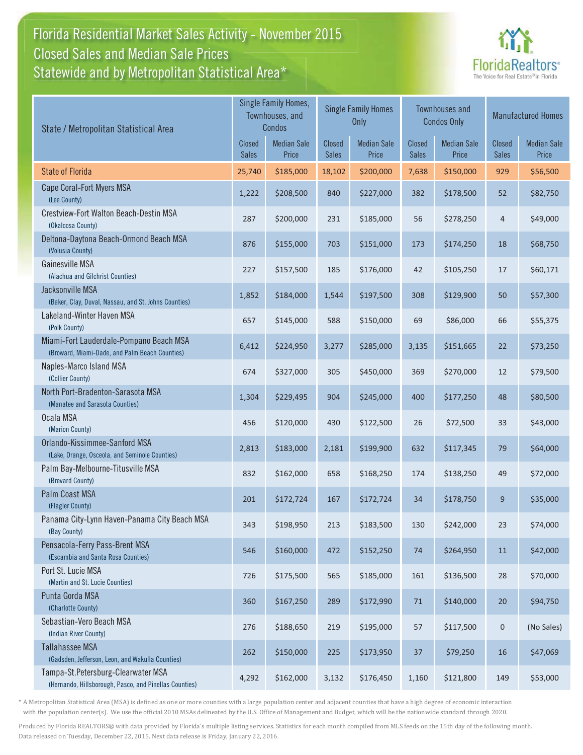# Florida Residential Market Sales Activity - November 2015
## Closed Sales and Median Sale Prices
## Statewide and by Metropolitan Statistical Area*

FloridaRealtors® The Voice for Real Estate® in Florida

| State / Metropolitan Statistical Area | Single Family Homes, Townhouses, and Condos | | Single Family Homes Only | | Townhouses and Condos Only | | Manufactured Homes | |
|---|---|---|---|---|---|---|---|---|
| | Closed Sales | Median Sale Price | Closed Sales | Median Sale Price | Closed Sales | Median Sale Price | Closed Sales | Median Sale Price |
| State of Florida | 25,740 | $185,000 | 18,102 | $200,000 | 7,638 | $150,000 | 929 | $56,500 |
| Cape Coral-Fort Myers MSA (Lee County) | 1,222 | $208,500 | 840 | $227,000 | 382 | $178,500 | 52 | $82,750 |
| Crestview-Fort Walton Beach-Destin MSA (Okaloosa County) | 287 | $200,000 | 231 | $185,000 | 56 | $278,250 | 4 | $49,000 |
| Deltona-Daytona Beach-Ormond Beach MSA (Volusia County) | 876 | $155,000 | 703 | $151,000 | 173 | $174,250 | 18 | $68,750 |
| Gainesville MSA (Alachua and Gilchrist Counties) | 227 | $157,500 | 185 | $176,000 | 42 | $105,250 | 17 | $60,171 |
| Jacksonville MSA (Baker, Clay, Duval, Nassau, and St. Johns Counties) | 1,852 | $184,000 | 1,544 | $197,500 | 308 | $129,900 | 50 | $57,300 |
| Lakeland-Winter Haven MSA (Polk County) | 657 | $145,000 | 588 | $150,000 | 69 | $86,000 | 66 | $55,375 |
| Miami-Fort Lauderdale-Pompano Beach MSA (Broward, Miami-Dade, and Palm Beach Counties) | 6,412 | $224,950 | 3,277 | $285,000 | 3,135 | $151,665 | 22 | $73,250 |
| Naples-Marco Island MSA (Collier County) | 674 | $327,000 | 305 | $450,000 | 369 | $270,000 | 12 | $79,500 |
| North Port-Bradenton-Sarasota MSA (Manatee and Sarasota Counties) | 1,304 | $229,495 | 904 | $245,000 | 400 | $177,250 | 48 | $80,500 |
| Ocala MSA (Marion County) | 456 | $120,000 | 430 | $122,500 | 26 | $72,500 | 33 | $43,000 |
| Orlando-Kissimmee-Sanford MSA (Lake, Orange, Osceola, and Seminole Counties) | 2,813 | $183,000 | 2,181 | $199,900 | 632 | $117,345 | 79 | $64,000 |
| Palm Bay-Melbourne-Titusville MSA (Brevard County) | 832 | $162,000 | 658 | $168,250 | 174 | $138,250 | 49 | $72,000 |
| Palm Coast MSA (Flagler County) | 201 | $172,724 | 167 | $172,724 | 34 | $178,750 | 9 | $35,000 |
| Panama City-Lynn Haven-Panama City Beach MSA (Bay County) | 343 | $198,950 | 213 | $183,500 | 130 | $242,000 | 23 | $74,000 |
| Pensacola-Ferry Pass-Brent MSA (Escambia and Santa Rosa Counties) | 546 | $160,000 | 472 | $152,250 | 74 | $264,950 | 11 | $42,000 |
| Port St. Lucie MSA (Martin and St. Lucie Counties) | 726 | $175,500 | 565 | $185,000 | 161 | $136,500 | 28 | $70,000 |
| Punta Gorda MSA (Charlotte County) | 360 | $167,250 | 289 | $172,990 | 71 | $140,000 | 20 | $94,750 |
| Sebastian-Vero Beach MSA (Indian River County) | 276 | $188,650 | 219 | $195,000 | 57 | $117,500 | 0 | (No Sales) |
| Tallahassee MSA (Gadsden, Jefferson, Leon, and Wakulla Counties) | 262 | $150,000 | 225 | $173,950 | 37 | $79,250 | 16 | $47,069 |
| Tampa-St.Petersburg-Clearwater MSA (Hernando, Hillsborough, Pasco, and Pinellas Counties) | 4,292 | $162,000 | 3,132 | $176,450 | 1,160 | $121,800 | 149 | $53,000 |

* A Metropolitan Statistical Area (MSA) is defined as one or more counties with a large population center and adjacent counties that have a high degree of economic interaction with the population center(s). We use the official 2010 MSAs delineated by the U.S. Office of Management and Budget, which will be the nationwide standard through 2020.

Produced by Florida REALTORS® with data provided by Florida's multiple listing services. Statistics for each month compiled from MLS feeds on the 15th day of the following month. Data released on Tuesday, December 22, 2015. Next data release is Friday, January 22, 2016.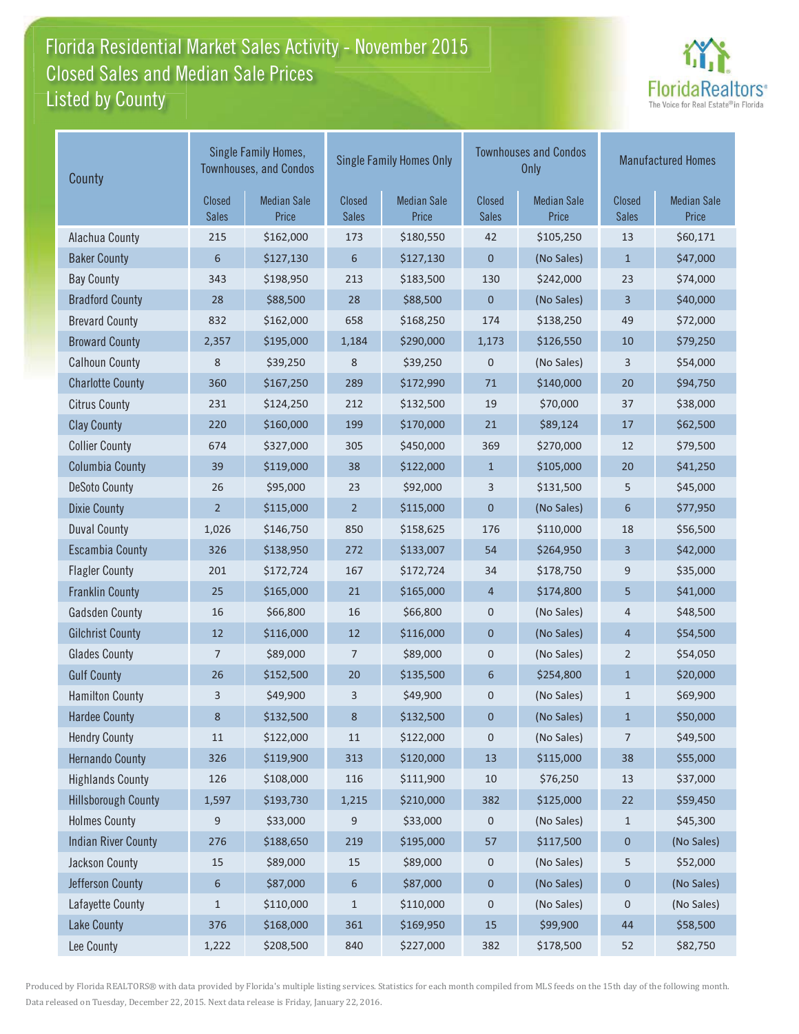# Florida Residential Market Sales Activity - November 2015
## Closed Sales and Median Sale Prices
## Listed by County

FloridaRealtors® The Voice for Real Estate® in Florida

| County | Single Family Homes, Townhouses, and Condos | | Single Family Homes Only | | Townhouses and Condos Only | | Manufactured Homes | |
|---|---|---|---|---|---|---|---|---|
| | Closed Sales | Median Sale Price | Closed Sales | Median Sale Price | Closed Sales | Median Sale Price | Closed Sales | Median Sale Price |
| Alachua County | 215 | $162,000 | 173 | $180,550 | 42 | $105,250 | 13 | $60,171 |
| Baker County | 6 | $127,130 | 6 | $127,130 | 0 | (No Sales) | 1 | $47,000 |
| Bay County | 343 | $198,950 | 213 | $183,500 | 130 | $242,000 | 23 | $74,000 |
| Bradford County | 28 | $88,500 | 28 | $88,500 | 0 | (No Sales) | 3 | $40,000 |
| Brevard County | 832 | $162,000 | 658 | $168,250 | 174 | $138,250 | 49 | $72,000 |
| Broward County | 2,357 | $195,000 | 1,184 | $290,000 | 1,173 | $126,550 | 10 | $79,250 |
| Calhoun County | 8 | $39,250 | 8 | $39,250 | 0 | (No Sales) | 3 | $54,000 |
| Charlotte County | 360 | $167,250 | 289 | $172,990 | 71 | $140,000 | 20 | $94,750 |
| Citrus County | 231 | $124,250 | 212 | $132,500 | 19 | $70,000 | 37 | $38,000 |
| Clay County | 220 | $160,000 | 199 | $170,000 | 21 | $89,124 | 17 | $62,500 |
| Collier County | 674 | $327,000 | 305 | $450,000 | 369 | $270,000 | 12 | $79,500 |
| Columbia County | 39 | $119,000 | 38 | $122,000 | 1 | $105,000 | 20 | $41,250 |
| DeSoto County | 26 | $95,000 | 23 | $92,000 | 3 | $131,500 | 5 | $45,000 |
| Dixie County | 2 | $115,000 | 2 | $115,000 | 0 | (No Sales) | 6 | $77,950 |
| Duval County | 1,026 | $146,750 | 850 | $158,625 | 176 | $110,000 | 18 | $56,500 |
| Escambia County | 326 | $138,950 | 272 | $133,007 | 54 | $264,950 | 3 | $42,000 |
| Flagler County | 201 | $172,724 | 167 | $172,724 | 34 | $178,750 | 9 | $35,000 |
| Franklin County | 25 | $165,000 | 21 | $165,000 | 4 | $174,800 | 5 | $41,000 |
| Gadsden County | 16 | $66,800 | 16 | $66,800 | 0 | (No Sales) | 4 | $48,500 |
| Gilchrist County | 12 | $116,000 | 12 | $116,000 | 0 | (No Sales) | 4 | $54,500 |
| Glades County | 7 | $89,000 | 7 | $89,000 | 0 | (No Sales) | 2 | $54,050 |
| Gulf County | 26 | $152,500 | 20 | $135,500 | 6 | $254,800 | 1 | $20,000 |
| Hamilton County | 3 | $49,900 | 3 | $49,900 | 0 | (No Sales) | 1 | $69,900 |
| Hardee County | 8 | $132,500 | 8 | $132,500 | 0 | (No Sales) | 1 | $50,000 |
| Hendry County | 11 | $122,000 | 11 | $122,000 | 0 | (No Sales) | 7 | $49,500 |
| Hernando County | 326 | $119,900 | 313 | $120,000 | 13 | $115,000 | 38 | $55,000 |
| Highlands County | 126 | $108,000 | 116 | $111,900 | 10 | $76,250 | 13 | $37,000 |
| Hillsborough County | 1,597 | $193,730 | 1,215 | $210,000 | 382 | $125,000 | 22 | $59,450 |
| Holmes County | 9 | $33,000 | 9 | $33,000 | 0 | (No Sales) | 1 | $45,300 |
| Indian River County | 276 | $188,650 | 219 | $195,000 | 57 | $117,500 | 0 | (No Sales) |
| Jackson County | 15 | $89,000 | 15 | $89,000 | 0 | (No Sales) | 5 | $52,000 |
| Jefferson County | 6 | $87,000 | 6 | $87,000 | 0 | (No Sales) | 0 | (No Sales) |
| Lafayette County | 1 | $110,000 | 1 | $110,000 | 0 | (No Sales) | 0 | (No Sales) |
| Lake County | 376 | $168,000 | 361 | $169,950 | 15 | $99,900 | 44 | $58,500 |
| Lee County | 1,222 | $208,500 | 840 | $227,000 | 382 | $178,500 | 52 | $82,750 |

Produced by Florida REALTORS® with data provided by Florida's multiple listing services. Statistics for each month compiled from MLS feeds on the 15th day of the following month. Data released on Tuesday, December 22, 2015. Next data release is Friday, January 22, 2016.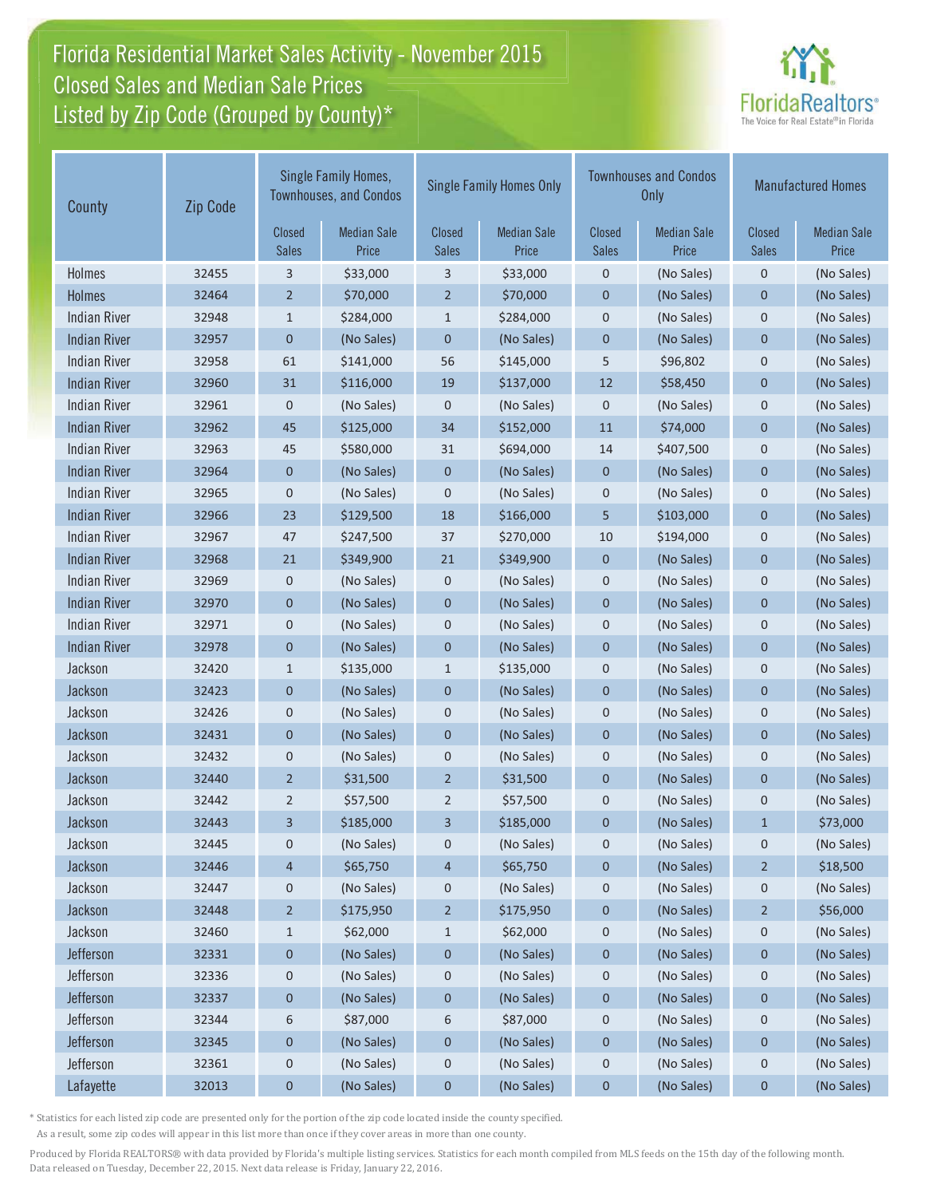# Florida Residential Market Sales Activity - November 2015
## Closed Sales and Median Sale Prices
## Listed by Zip Code (Grouped by County)*

| County | Zip Code | Single Family Homes, Townhouses, and Condos | | Single Family Homes Only | | Townhouses and Condos Only | | Manufactured Homes | |
|---|---|---|---|---|---|---|---|---|---|
| | | Closed Sales | Median Sale Price | Closed Sales | Median Sale Price | Closed Sales | Median Sale Price | Closed Sales | Median Sale Price |
| Holmes | 32455 | 3 | $33,000 | 3 | $33,000 | 0 | (No Sales) | 0 | (No Sales) |
| Holmes | 32464 | 2 | $70,000 | 2 | $70,000 | 0 | (No Sales) | 0 | (No Sales) |
| Indian River | 32948 | 1 | $284,000 | 1 | $284,000 | 0 | (No Sales) | 0 | (No Sales) |
| Indian River | 32957 | 0 | (No Sales) | 0 | (No Sales) | 0 | (No Sales) | 0 | (No Sales) |
| Indian River | 32958 | 61 | $141,000 | 56 | $145,000 | 5 | $96,802 | 0 | (No Sales) |
| Indian River | 32960 | 31 | $116,000 | 19 | $137,000 | 12 | $58,450 | 0 | (No Sales) |
| Indian River | 32961 | 0 | (No Sales) | 0 | (No Sales) | 0 | (No Sales) | 0 | (No Sales) |
| Indian River | 32962 | 45 | $125,000 | 34 | $152,000 | 11 | $74,000 | 0 | (No Sales) |
| Indian River | 32963 | 45 | $580,000 | 31 | $694,000 | 14 | $407,500 | 0 | (No Sales) |
| Indian River | 32964 | 0 | (No Sales) | 0 | (No Sales) | 0 | (No Sales) | 0 | (No Sales) |
| Indian River | 32965 | 0 | (No Sales) | 0 | (No Sales) | 0 | (No Sales) | 0 | (No Sales) |
| Indian River | 32966 | 23 | $129,500 | 18 | $166,000 | 5 | $103,000 | 0 | (No Sales) |
| Indian River | 32967 | 47 | $247,500 | 37 | $270,000 | 10 | $194,000 | 0 | (No Sales) |
| Indian River | 32968 | 21 | $349,900 | 21 | $349,900 | 0 | (No Sales) | 0 | (No Sales) |
| Indian River | 32969 | 0 | (No Sales) | 0 | (No Sales) | 0 | (No Sales) | 0 | (No Sales) |
| Indian River | 32970 | 0 | (No Sales) | 0 | (No Sales) | 0 | (No Sales) | 0 | (No Sales) |
| Indian River | 32971 | 0 | (No Sales) | 0 | (No Sales) | 0 | (No Sales) | 0 | (No Sales) |
| Indian River | 32978 | 0 | (No Sales) | 0 | (No Sales) | 0 | (No Sales) | 0 | (No Sales) |
| Jackson | 32420 | 1 | $135,000 | 1 | $135,000 | 0 | (No Sales) | 0 | (No Sales) |
| Jackson | 32423 | 0 | (No Sales) | 0 | (No Sales) | 0 | (No Sales) | 0 | (No Sales) |
| Jackson | 32426 | 0 | (No Sales) | 0 | (No Sales) | 0 | (No Sales) | 0 | (No Sales) |
| Jackson | 32431 | 0 | (No Sales) | 0 | (No Sales) | 0 | (No Sales) | 0 | (No Sales) |
| Jackson | 32432 | 0 | (No Sales) | 0 | (No Sales) | 0 | (No Sales) | 0 | (No Sales) |
| Jackson | 32440 | 2 | $31,500 | 2 | $31,500 | 0 | (No Sales) | 0 | (No Sales) |
| Jackson | 32442 | 2 | $57,500 | 2 | $57,500 | 0 | (No Sales) | 0 | (No Sales) |
| Jackson | 32443 | 3 | $185,000 | 3 | $185,000 | 0 | (No Sales) | 1 | $73,000 |
| Jackson | 32445 | 0 | (No Sales) | 0 | (No Sales) | 0 | (No Sales) | 0 | (No Sales) |
| Jackson | 32446 | 4 | $65,750 | 4 | $65,750 | 0 | (No Sales) | 2 | $18,500 |
| Jackson | 32447 | 0 | (No Sales) | 0 | (No Sales) | 0 | (No Sales) | 0 | (No Sales) |
| Jackson | 32448 | 2 | $175,950 | 2 | $175,950 | 0 | (No Sales) | 2 | $56,000 |
| Jackson | 32460 | 1 | $62,000 | 1 | $62,000 | 0 | (No Sales) | 0 | (No Sales) |
| Jefferson | 32331 | 0 | (No Sales) | 0 | (No Sales) | 0 | (No Sales) | 0 | (No Sales) |
| Jefferson | 32336 | 0 | (No Sales) | 0 | (No Sales) | 0 | (No Sales) | 0 | (No Sales) |
| Jefferson | 32337 | 0 | (No Sales) | 0 | (No Sales) | 0 | (No Sales) | 0 | (No Sales) |
| Jefferson | 32344 | 6 | $87,000 | 6 | $87,000 | 0 | (No Sales) | 0 | (No Sales) |
| Jefferson | 32345 | 0 | (No Sales) | 0 | (No Sales) | 0 | (No Sales) | 0 | (No Sales) |
| Jefferson | 32361 | 0 | (No Sales) | 0 | (No Sales) | 0 | (No Sales) | 0 | (No Sales) |
| Lafayette | 32013 | 0 | (No Sales) | 0 | (No Sales) | 0 | (No Sales) | 0 | (No Sales) |

\* Statistics for each listed zip code are presented only for the portion of the zip code located inside the county specified. As a result, some zip codes will appear in this list more than once if they cover areas in more than one county.

Produced by Florida REALTORS® with data provided by Florida's multiple listing services. Statistics for each month compiled from MLS feeds on the 15th day of the following month. Data released on Tuesday, December 22, 2015. Next data release is Friday, January 22, 2016.